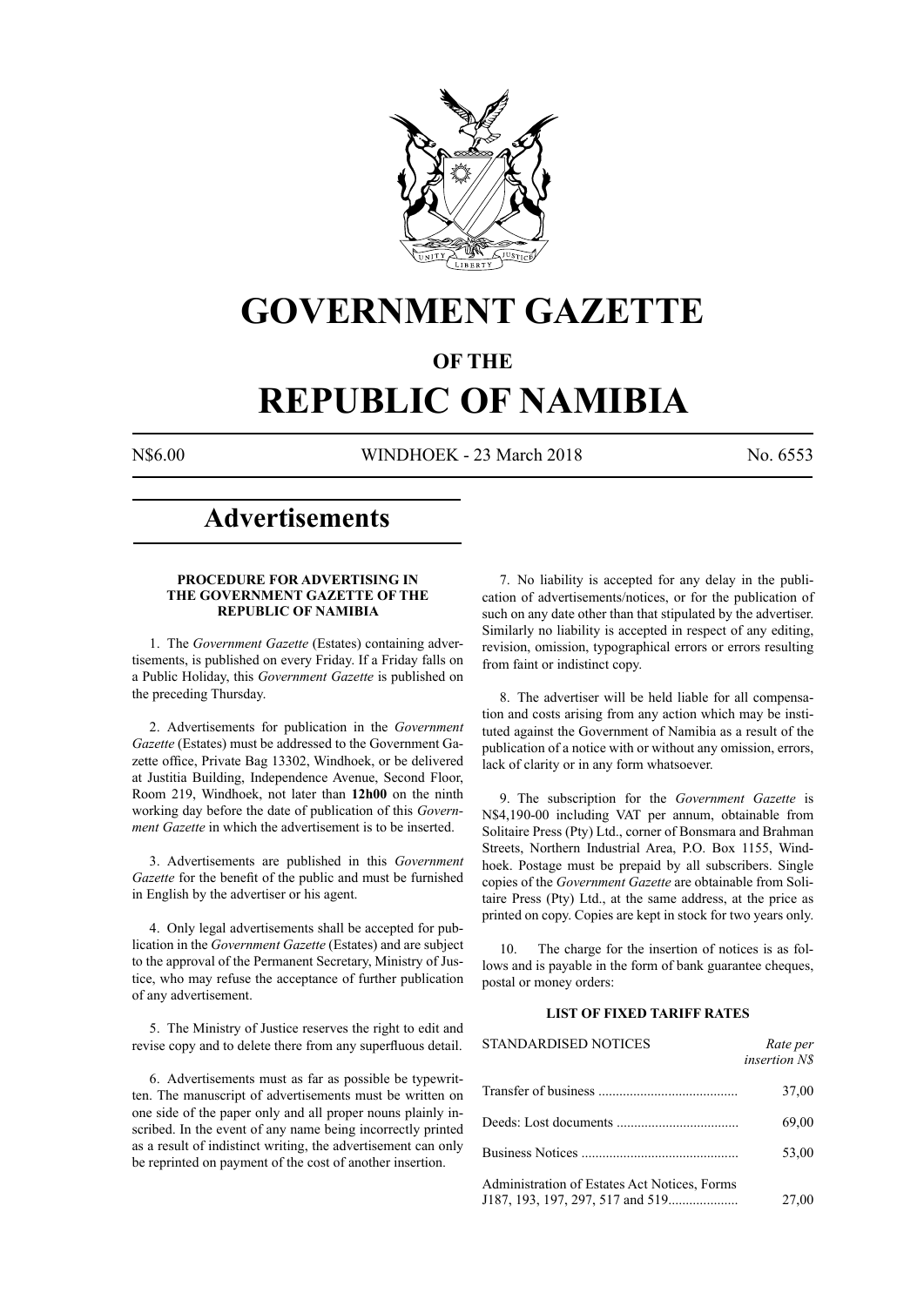# GOVERNMENT GAZETTE

## OF THE

# REPUBLIC OF NAMIBIA

N$6.00 WINDHOEK - 23 March 2018 No. 6553

## Advertisements

### PROCEDURE FOR ADVERTISING IN THE GOVERNMENT GAZETTE OF THE REPUBLIC OF NAMIBIA

1. The *Government Gazette* (Estates) containing advertisements, is published on every Friday. If a Friday falls on a Public Holiday, this *Government Gazette* is published on the preceding Thursday.

2. Advertisements for publication in the *Government Gazette* (Estates) must be addressed to the Government Gazette office, Private Bag 13302, Windhoek, or be delivered at Justitia Building, Independence Avenue, Second Floor, Room 219, Windhoek, not later than **12h00** on the ninth working day before the date of publication of this *Government Gazette* in which the advertisement is to be inserted.

3. Advertisements are published in this *Government Gazette* for the benefit of the public and must be furnished in English by the advertiser or his agent.

4. Only legal advertisements shall be accepted for publication in the *Government Gazette* (Estates) and are subject to the approval of the Permanent Secretary, Ministry of Justice, who may refuse the acceptance of further publication of any advertisement.

5. The Ministry of Justice reserves the right to edit and revise copy and to delete there from any superfluous detail.

6. Advertisements must as far as possible be typewritten. The manuscript of advertisements must be written on one side of the paper only and all proper nouns plainly inscribed. In the event of any name being incorrectly printed as a result of indistinct writing, the advertisement can only be reprinted on payment of the cost of another insertion.

7. No liability is accepted for any delay in the publication of advertisements/notices, or for the publication of such on any date other than that stipulated by the advertiser. Similarly no liability is accepted in respect of any editing, revision, omission, typographical errors or errors resulting from faint or indistinct copy.

8. The advertiser will be held liable for all compensation and costs arising from any action which may be instituted against the Government of Namibia as a result of the publication of a notice with or without any omission, errors, lack of clarity or in any form whatsoever.

9. The subscription for the *Government Gazette* is N$4,190-00 including VAT per annum, obtainable from Solitaire Press (Pty) Ltd., corner of Bonsmara and Brahman Streets, Northern Industrial Area, P.O. Box 1155, Windhoek. Postage must be prepaid by all subscribers. Single copies of the *Government Gazette* are obtainable from Solitaire Press (Pty) Ltd., at the same address, at the price as printed on copy. Copies are kept in stock for two years only.

10. The charge for the insertion of notices is as follows and is payable in the form of bank guarantee cheques, postal or money orders:

### LIST OF FIXED TARIFF RATES

| STANDARDISED NOTICES | *Rate per insertion N$* |
|---|---|
| Transfer of business | 37,00 |
| Deeds: Lost documents | 69,00 |
| Business Notices | 53,00 |
| Administration of Estates Act Notices, Forms J187, 193, 197, 297, 517 and 519 | 27,00 |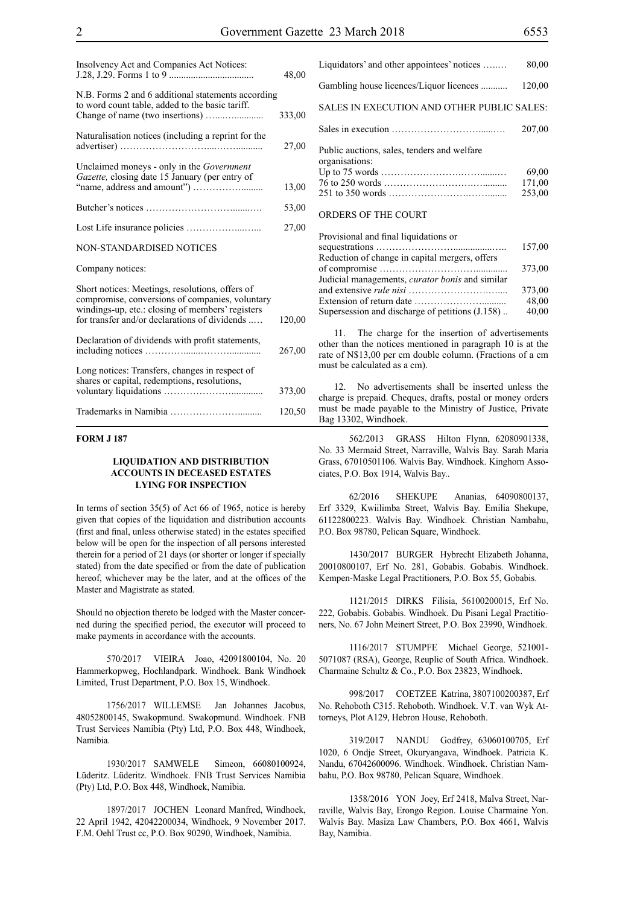| | |
|---|---|
| Insolvency Act and Companies Act Notices: J.28, J.29. Forms 1 to 9 | 48,00 |
| N.B. Forms 2 and 6 additional statements according to word count table, added to the basic tariff. Change of name (two insertions) | 333,00 |
| Naturalisation notices (including a reprint for the advertiser) | 27,00 |
| Unclaimed moneys - only in the *Government Gazette,* closing date 15 January (per entry of "name, address and amount") | 13,00 |
| Butcher's notices | 53,00 |
| Lost Life insurance policies | 27,00 |

NON-STANDARDISED NOTICES

Company notices:

| | |
|---|---|
| Short notices: Meetings, resolutions, offers of compromise, conversions of companies, voluntary windings-up, etc.: closing of members' registers for transfer and/or declarations of dividends | 120,00 |
| Declaration of dividends with profit statements, including notices | 267,00 |
| Long notices: Transfers, changes in respect of shares or capital, redemptions, resolutions, voluntary liquidations | 373,00 |
| Trademarks in Namibia | 120,50 |
| Liquidators' and other appointees' notices | 80,00 |
| Gambling house licences/Liquor licences | 120,00 |

SALES IN EXECUTION AND OTHER PUBLIC SALES:

| | |
|---|---|
| Sales in execution | 207,00 |
| Public auctions, sales, tenders and welfare organisations: | |
| Up to 75 words | 69,00 |
| 76 to 250 words | 171,00 |
| 251 to 350 words | 253,00 |

ORDERS OF THE COURT

| | |
|---|---|
| Provisional and final liquidations or sequestrations | 157,00 |
| Reduction of change in capital mergers, offers of compromise | 373,00 |
| Judicial managements, *curator bonis* and similar and extensive *rule nisi* | 373,00 |
| Extension of return date | 48,00 |
| Supersession and discharge of petitions (J.158) | 40,00 |

11. The charge for the insertion of advertisements other than the notices mentioned in paragraph 10 is at the rate of N$13,00 per cm double column. (Fractions of a cm must be calculated as a cm).

12. No advertisements shall be inserted unless the charge is prepaid. Cheques, drafts, postal or money orders must be made payable to the Ministry of Justice, Private Bag 13302, Windhoek.

**FORM J 187**

**LIQUIDATION AND DISTRIBUTION ACCOUNTS IN DECEASED ESTATES LYING FOR INSPECTION**

In terms of section 35(5) of Act 66 of 1965, notice is hereby given that copies of the liquidation and distribution accounts (first and final, unless otherwise stated) in the estates specified below will be open for the inspection of all persons interested therein for a period of 21 days (or shorter or longer if specially stated) from the date specified or from the date of publication hereof, whichever may be the later, and at the offices of the Master and Magistrate as stated.

Should no objection thereto be lodged with the Master concerned during the specified period, the executor will proceed to make payments in accordance with the accounts.

570/2017 VIEIRA Joao, 42091800104, No. 20 Hammerkopweg, Hochlandpark. Windhoek. Bank Windhoek Limited, Trust Department, P.O. Box 15, Windhoek.

1756/2017 WILLEMSE Jan Johannes Jacobus, 48052800145, Swakopmund. Swakopmund. Windhoek. FNB Trust Services Namibia (Pty) Ltd, P.O. Box 448, Windhoek, Namibia.

1930/2017 SAMWELE Simeon, 66080100924, Lüderitz. Lüderitz. Windhoek. FNB Trust Services Namibia (Pty) Ltd, P.O. Box 448, Windhoek, Namibia.

1897/2017 JOCHEN Leonard Manfred, Windhoek, 22 April 1942, 42042200034, Windhoek, 9 November 2017. F.M. Oehl Trust cc, P.O. Box 90290, Windhoek, Namibia.

562/2013 GRASS Hilton Flynn, 62080901338, No. 33 Mermaid Street, Narraville, Walvis Bay. Sarah Maria Grass, 67010501106. Walvis Bay. Windhoek. Kinghorn Associates, P.O. Box 1914, Walvis Bay..

62/2016 SHEKUPE Ananias, 64090800137, Erf 3329, Kwiilimba Street, Walvis Bay. Emilia Shekupe, 61122800223. Walvis Bay. Windhoek. Christian Nambahu, P.O. Box 98780, Pelican Square, Windhoek.

1430/2017 BURGER Hybrecht Elizabeth Johanna, 20010800107, Erf No. 281, Gobabis. Gobabis. Windhoek. Kempen-Maske Legal Practitioners, P.O. Box 55, Gobabis.

1121/2015 DIRKS Filisia, 56100200015, Erf No. 222, Gobabis. Gobabis. Windhoek. Du Pisani Legal Practitioners, No. 67 John Meinert Street, P.O. Box 23990, Windhoek.

1116/2017 STUMPFE Michael George, 521001-5071087 (RSA), George, Reuplic of South Africa. Windhoek. Charmaine Schultz & Co., P.O. Box 23823, Windhoek.

998/2017 COETZEE Katrina, 3807100200387, Erf No. Rehoboth C315. Rehoboth. Windhoek. V.T. van Wyk Attorneys, Plot A129, Hebron House, Rehoboth.

319/2017 NANDU Godfrey, 63060100705, Erf 1020, 6 Ondje Street, Okuryangava, Windhoek. Patricia K. Nandu, 67042600096. Windhoek. Windhoek. Christian Nambahu, P.O. Box 98780, Pelican Square, Windhoek.

1358/2016 YON Joey, Erf 2418, Malva Street, Narraville, Walvis Bay, Erongo Region. Louise Charmaine Yon. Walvis Bay. Masiza Law Chambers, P.O. Box 4661, Walvis Bay, Namibia.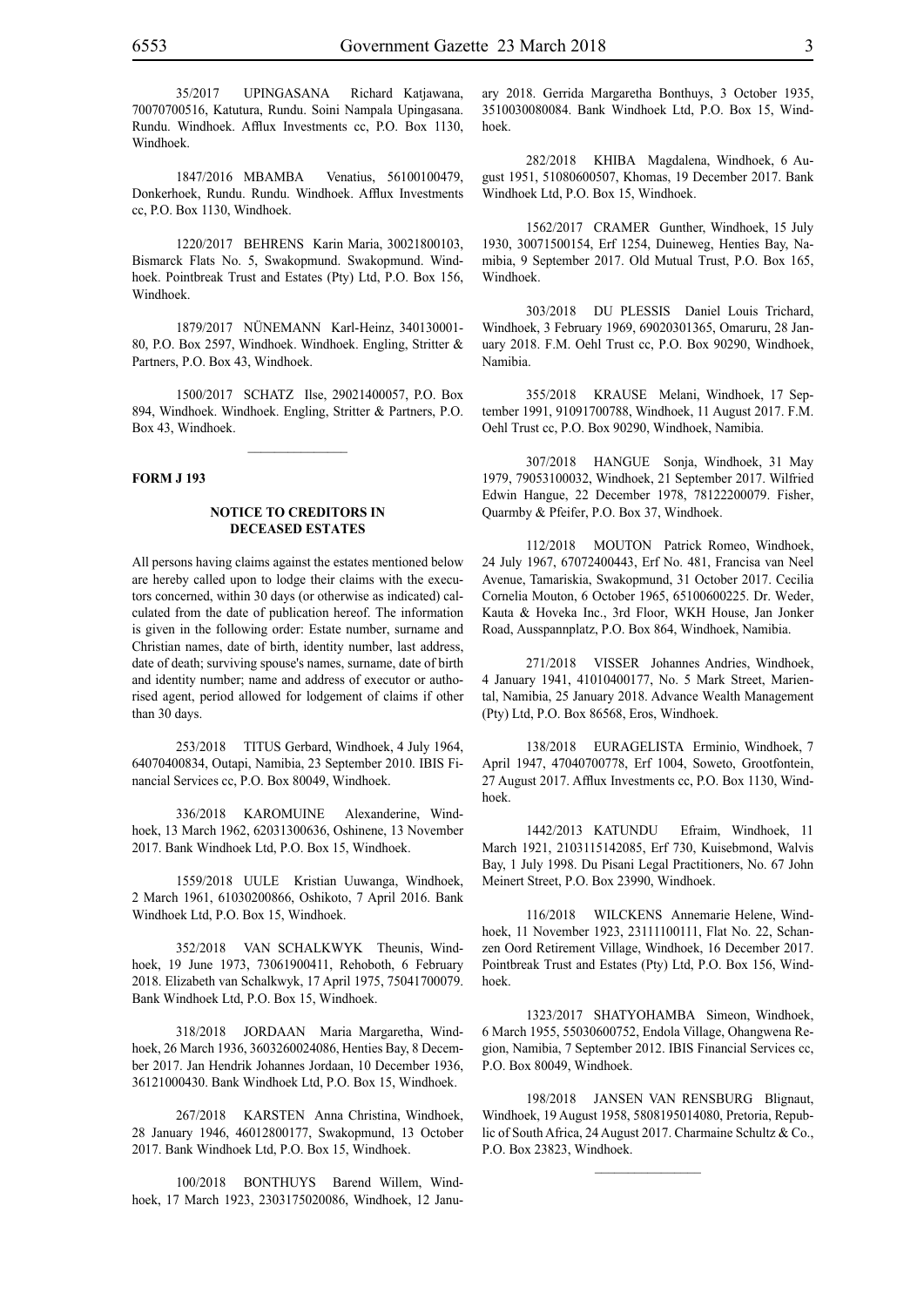35/2017 UPINGASANA Richard Katjawana, 70070700516, Katutura, Rundu. Soini Nampala Upingasana. Rundu. Windhoek. Afflux Investments cc, P.O. Box 1130, Windhoek.

1847/2016 MBAMBA Venatius, 56100100479, Donkerhoek, Rundu. Rundu. Windhoek. Afflux Investments cc, P.O. Box 1130, Windhoek.

1220/2017 BEHRENS Karin Maria, 30021800103, Bismarck Flats No. 5, Swakopmund. Swakopmund. Windhoek. Pointbreak Trust and Estates (Pty) Ltd, P.O. Box 156, Windhoek.

1879/2017 NÜNEMANN Karl-Heinz, 340130001-80, P.O. Box 2597, Windhoek. Windhoek. Engling, Stritter & Partners, P.O. Box 43, Windhoek.

1500/2017 SCHATZ Ilse, 29021400057, P.O. Box 894, Windhoek. Windhoek. Engling, Stritter & Partners, P.O. Box 43, Windhoek.

---

**FORM J 193**

### NOTICE TO CREDITORS IN DECEASED ESTATES

All persons having claims against the estates mentioned below are hereby called upon to lodge their claims with the executors concerned, within 30 days (or otherwise as indicated) calculated from the date of publication hereof. The information is given in the following order: Estate number, surname and Christian names, date of birth, identity number, last address, date of death; surviving spouse's names, surname, date of birth and identity number; name and address of executor or authorised agent, period allowed for lodgement of claims if other than 30 days.

253/2018 TITUS Gerbard, Windhoek, 4 July 1964, 64070400834, Outapi, Namibia, 23 September 2010. IBIS Financial Services cc, P.O. Box 80049, Windhoek.

336/2018 KAROMUINE Alexanderine, Windhoek, 13 March 1962, 62031300636, Oshinene, 13 November 2017. Bank Windhoek Ltd, P.O. Box 15, Windhoek.

1559/2018 UULE Kristian Uuwanga, Windhoek, 2 March 1961, 61030200866, Oshikoto, 7 April 2016. Bank Windhoek Ltd, P.O. Box 15, Windhoek.

352/2018 VAN SCHALKWYK Theunis, Windhoek, 19 June 1973, 73061900411, Rehoboth, 6 February 2018. Elizabeth van Schalkwyk, 17 April 1975, 75041700079. Bank Windhoek Ltd, P.O. Box 15, Windhoek.

318/2018 JORDAAN Maria Margaretha, Windhoek, 26 March 1936, 3603260024086, Henties Bay, 8 December 2017. Jan Hendrik Johannes Jordaan, 10 December 1936, 36121000430. Bank Windhoek Ltd, P.O. Box 15, Windhoek.

267/2018 KARSTEN Anna Christina, Windhoek, 28 January 1946, 46012800177, Swakopmund, 13 October 2017. Bank Windhoek Ltd, P.O. Box 15, Windhoek.

100/2018 BONTHUYS Barend Willem, Windhoek, 17 March 1923, 2303175020086, Windhoek, 12 January 2018. Gerrida Margaretha Bonthuys, 3 October 1935, 3510030080084. Bank Windhoek Ltd, P.O. Box 15, Windhoek.

282/2018 KHIBA Magdalena, Windhoek, 6 August 1951, 51080600507, Khomas, 19 December 2017. Bank Windhoek Ltd, P.O. Box 15, Windhoek.

1562/2017 CRAMER Gunther, Windhoek, 15 July 1930, 30071500154, Erf 1254, Duineweg, Henties Bay, Namibia, 9 September 2017. Old Mutual Trust, P.O. Box 165, Windhoek.

303/2018 DU PLESSIS Daniel Louis Trichard, Windhoek, 3 February 1969, 69020301365, Omaruru, 28 January 2018. F.M. Oehl Trust cc, P.O. Box 90290, Windhoek, Namibia.

355/2018 KRAUSE Melani, Windhoek, 17 September 1991, 91091700788, Windhoek, 11 August 2017. F.M. Oehl Trust cc, P.O. Box 90290, Windhoek, Namibia.

307/2018 HANGUE Sonja, Windhoek, 31 May 1979, 79053100032, Windhoek, 21 September 2017. Wilfried Edwin Hangue, 22 December 1978, 78122200079. Fisher, Quarmby & Pfeifer, P.O. Box 37, Windhoek.

112/2018 MOUTON Patrick Romeo, Windhoek, 24 July 1967, 67072400443, Erf No. 481, Francisa van Neel Avenue, Tamariskia, Swakopmund, 31 October 2017. Cecilia Cornelia Mouton, 6 October 1965, 65100600225. Dr. Weder, Kauta & Hoveka Inc., 3rd Floor, WKH House, Jan Jonker Road, Ausspannplatz, P.O. Box 864, Windhoek, Namibia.

271/2018 VISSER Johannes Andries, Windhoek, 4 January 1941, 41010400177, No. 5 Mark Street, Mariental, Namibia, 25 January 2018. Advance Wealth Management (Pty) Ltd, P.O. Box 86568, Eros, Windhoek.

138/2018 EURAGELISTA Erminio, Windhoek, 7 April 1947, 47040700778, Erf 1004, Soweto, Grootfontein, 27 August 2017. Afflux Investments cc, P.O. Box 1130, Windhoek.

1442/2013 KATUNDU Efraim, Windhoek, 11 March 1921, 2103115142085, Erf 730, Kuisebmond, Walvis Bay, 1 July 1998. Du Pisani Legal Practitioners, No. 67 John Meinert Street, P.O. Box 23990, Windhoek.

116/2018 WILCKENS Annemarie Helene, Windhoek, 11 November 1923, 23111100111, Flat No. 22, Schanzen Oord Retirement Village, Windhoek, 16 December 2017. Pointbreak Trust and Estates (Pty) Ltd, P.O. Box 156, Windhoek.

1323/2017 SHATYOHAMBA Simeon, Windhoek, 6 March 1955, 55030600752, Endola Village, Ohangwena Region, Namibia, 7 September 2012. IBIS Financial Services cc, P.O. Box 80049, Windhoek.

198/2018 JANSEN VAN RENSBURG Blignaut, Windhoek, 19 August 1958, 5808195014080, Pretoria, Republic of South Africa, 24 August 2017. Charmaine Schultz & Co., P.O. Box 23823, Windhoek.

---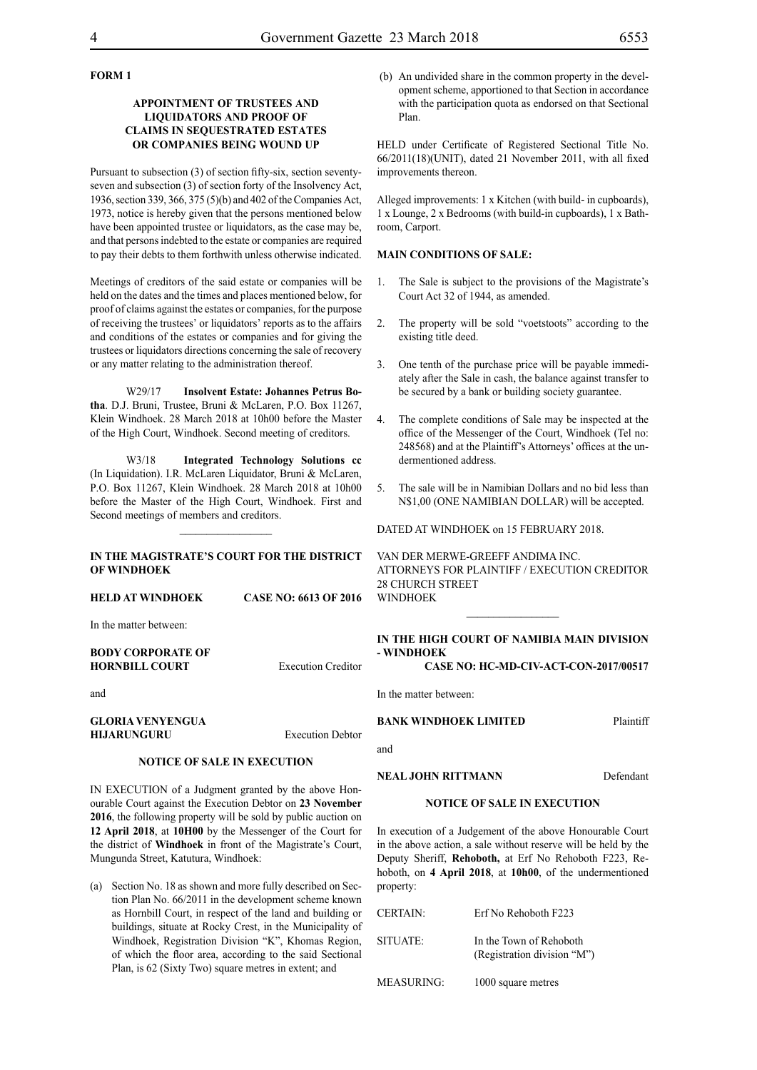**FORM 1**

**APPOINTMENT OF TRUSTEES AND LIQUIDATORS AND PROOF OF CLAIMS IN SEQUESTRATED ESTATES OR COMPANIES BEING WOUND UP**

Pursuant to subsection (3) of section fifty-six, section seventy-seven and subsection (3) of section forty of the Insolvency Act, 1936, section 339, 366, 375 (5)(b) and 402 of the Companies Act, 1973, notice is hereby given that the persons mentioned below have been appointed trustee or liquidators, as the case may be, and that persons indebted to the estate or companies are required to pay their debts to them forthwith unless otherwise indicated.

Meetings of creditors of the said estate or companies will be held on the dates and the times and places mentioned below, for proof of claims against the estates or companies, for the purpose of receiving the trustees' or liquidators' reports as to the affairs and conditions of the estates or companies and for giving the trustees or liquidators directions concerning the sale of recovery or any matter relating to the administration thereof.

W29/17 **Insolvent Estate: Johannes Petrus Botha**. D.J. Bruni, Trustee, Bruni & McLaren, P.O. Box 11267, Klein Windhoek. 28 March 2018 at 10h00 before the Master of the High Court, Windhoek. Second meeting of creditors.

W3/18 **Integrated Technology Solutions cc** (In Liquidation). I.R. McLaren Liquidator, Bruni & McLaren, P.O. Box 11267, Klein Windhoek. 28 March 2018 at 10h00 before the Master of the High Court, Windhoek. First and Second meetings of members and creditors.

---

**IN THE MAGISTRATE'S COURT FOR THE DISTRICT OF WINDHOEK**

**HELD AT WINDHOEK CASE NO: 6613 OF 2016**

In the matter between:

**BODY CORPORATE OF HORNBILL COURT** Execution Creditor

and

**GLORIA VENYENGUA HIJARUNGURU** Execution Debtor

**NOTICE OF SALE IN EXECUTION**

IN EXECUTION of a Judgment granted by the above Honourable Court against the Execution Debtor on **23 November 2016**, the following property will be sold by public auction on **12 April 2018**, at **10H00** by the Messenger of the Court for the district of **Windhoek** in front of the Magistrate's Court, Mungunda Street, Katutura, Windhoek:

(a) Section No. 18 as shown and more fully described on Section Plan No. 66/2011 in the development scheme known as Hornbill Court, in respect of the land and building or buildings, situate at Rocky Crest, in the Municipality of Windhoek, Registration Division "K", Khomas Region, of which the floor area, according to the said Sectional Plan, is 62 (Sixty Two) square metres in extent; and

(b) An undivided share in the common property in the development scheme, apportioned to that Section in accordance with the participation quota as endorsed on that Sectional Plan.

HELD under Certificate of Registered Sectional Title No. 66/2011(18)(UNIT), dated 21 November 2011, with all fixed improvements thereon.

Alleged improvements: 1 x Kitchen (with build- in cupboards), 1 x Lounge, 2 x Bedrooms (with build-in cupboards), 1 x Bathroom, Carport.

**MAIN CONDITIONS OF SALE:**

1. The Sale is subject to the provisions of the Magistrate's Court Act 32 of 1944, as amended.
2. The property will be sold "voetstoots" according to the existing title deed.
3. One tenth of the purchase price will be payable immediately after the Sale in cash, the balance against transfer to be secured by a bank or building society guarantee.
4. The complete conditions of Sale may be inspected at the office of the Messenger of the Court, Windhoek (Tel no: 248568) and at the Plaintiff's Attorneys' offices at the undermentioned address.
5. The sale will be in Namibian Dollars and no bid less than N$1,00 (ONE NAMIBIAN DOLLAR) will be accepted.

DATED AT WINDHOEK on 15 FEBRUARY 2018.

VAN DER MERWE-GREEFF ANDIMA INC.
ATTORNEYS FOR PLAINTIFF / EXECUTION CREDITOR
28 CHURCH STREET
WINDHOEK

---

**IN THE HIGH COURT OF NAMIBIA MAIN DIVISION - WINDHOEK**

**CASE NO: HC-MD-CIV-ACT-CON-2017/00517**

In the matter between:

**BANK WINDHOEK LIMITED** Plaintiff

and

**NEAL JOHN RITTMANN** Defendant

**NOTICE OF SALE IN EXECUTION**

In execution of a Judgement of the above Honourable Court in the above action, a sale without reserve will be held by the Deputy Sheriff, **Rehoboth,** at Erf No Rehoboth F223, Rehoboth, on **4 April 2018**, at **10h00**, of the undermentioned property:

| | |
|---|---|
| CERTAIN: | Erf No Rehoboth F223 |
| SITUATE: | In the Town of Rehoboth (Registration division "M") |
| MEASURING: | 1000 square metres |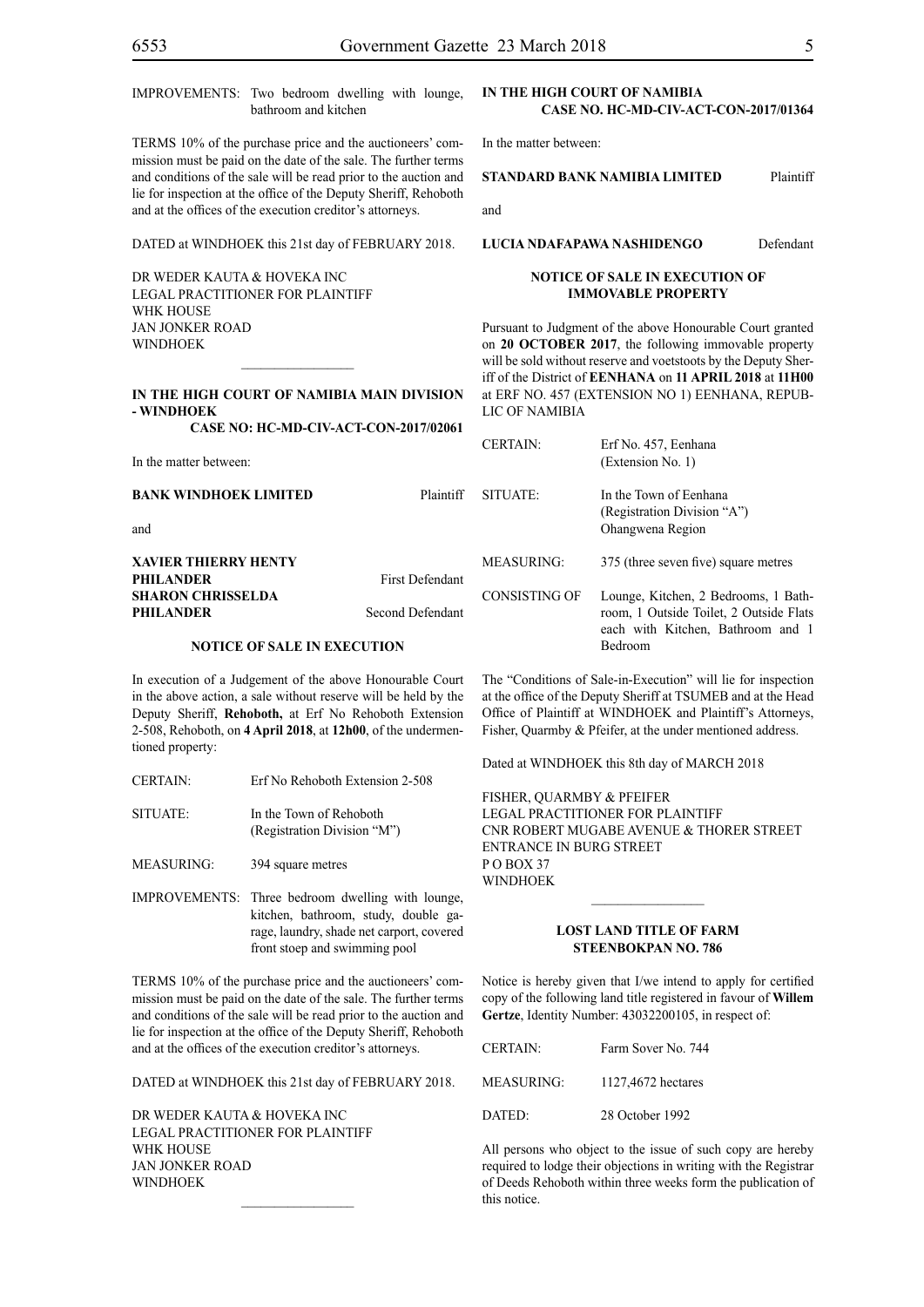| | |
|---|---|
| IMPROVEMENTS: | Two bedroom dwelling with lounge, bathroom and kitchen |

TERMS 10% of the purchase price and the auctioneers' commission must be paid on the date of the sale. The further terms and conditions of the sale will be read prior to the auction and lie for inspection at the office of the Deputy Sheriff, Rehoboth and at the offices of the execution creditor's attorneys.

DATED at WINDHOEK this 21st day of FEBRUARY 2018.

DR WEDER KAUTA & HOVEKA INC
LEGAL PRACTITIONER FOR PLAINTIFF
WHK HOUSE
JAN JONKER ROAD
WINDHOEK

________________

**IN THE HIGH COURT OF NAMIBIA MAIN DIVISION - WINDHOEK**
**CASE NO: HC-MD-CIV-ACT-CON-2017/02061**

In the matter between:

**BANK WINDHOEK LIMITED** Plaintiff

and

**XAVIER THIERRY HENTY PHILANDER** First Defendant
**SHARON CHRISSELDA PHILANDER** Second Defendant

**NOTICE OF SALE IN EXECUTION**

In execution of a Judgement of the above Honourable Court in the above action, a sale without reserve will be held by the Deputy Sheriff, **Rehoboth,** at Erf No Rehoboth Extension 2-508, Rehoboth, on **4 April 2018**, at **12h00**, of the undermentioned property:

| | |
|---|---|
| CERTAIN: | Erf No Rehoboth Extension 2-508 |
| SITUATE: | In the Town of Rehoboth (Registration Division "M") |
| MEASURING: | 394 square metres |
| IMPROVEMENTS: | Three bedroom dwelling with lounge, kitchen, bathroom, study, double garage, laundry, shade net carport, covered front stoep and swimming pool |

TERMS 10% of the purchase price and the auctioneers' commission must be paid on the date of the sale. The further terms and conditions of the sale will be read prior to the auction and lie for inspection at the office of the Deputy Sheriff, Rehoboth and at the offices of the execution creditor's attorneys.

DATED at WINDHOEK this 21st day of FEBRUARY 2018.

DR WEDER KAUTA & HOVEKA INC
LEGAL PRACTITIONER FOR PLAINTIFF
WHK HOUSE
JAN JONKER ROAD
WINDHOEK

________________

**IN THE HIGH COURT OF NAMIBIA**
**CASE NO. HC-MD-CIV-ACT-CON-2017/01364**

In the matter between:

**STANDARD BANK NAMIBIA LIMITED** Plaintiff

and

**LUCIA NDAFAPAWA NASHIDENGO** Defendant

**NOTICE OF SALE IN EXECUTION OF IMMOVABLE PROPERTY**

Pursuant to Judgment of the above Honourable Court granted on **20 OCTOBER 2017**, the following immovable property will be sold without reserve and voetstoots by the Deputy Sheriff of the District of **EENHANA** on **11 APRIL 2018** at **11H00** at ERF NO. 457 (EXTENSION NO 1) EENHANA, REPUBLIC OF NAMIBIA

| | |
|---|---|
| CERTAIN: | Erf No. 457, Eenhana (Extension No. 1) |
| SITUATE: | In the Town of Eenhana (Registration Division "A") Ohangwena Region |
| MEASURING: | 375 (three seven five) square metres |
| CONSISTING OF | Lounge, Kitchen, 2 Bedrooms, 1 Bathroom, 1 Outside Toilet, 2 Outside Flats each with Kitchen, Bathroom and 1 Bedroom |

The "Conditions of Sale-in-Execution" will lie for inspection at the office of the Deputy Sheriff at TSUMEB and at the Head Office of Plaintiff at WINDHOEK and Plaintiff's Attorneys, Fisher, Quarmby & Pfeifer, at the under mentioned address.

Dated at WINDHOEK this 8th day of MARCH 2018

FISHER, QUARMBY & PFEIFER
LEGAL PRACTITIONER FOR PLAINTIFF
CNR ROBERT MUGABE AVENUE & THORER STREET
ENTRANCE IN BURG STREET
P O BOX 37
WINDHOEK

________________

**LOST LAND TITLE OF FARM STEENBOKPAN NO. 786**

Notice is hereby given that I/we intend to apply for certified copy of the following land title registered in favour of **Willem Gertze**, Identity Number: 43032200105, in respect of:

| | |
|---|---|
| CERTAIN: | Farm Sover No. 744 |
| MEASURING: | 1127,4672 hectares |
| DATED: | 28 October 1992 |

All persons who object to the issue of such copy are hereby required to lodge their objections in writing with the Registrar of Deeds Rehoboth within three weeks form the publication of this notice.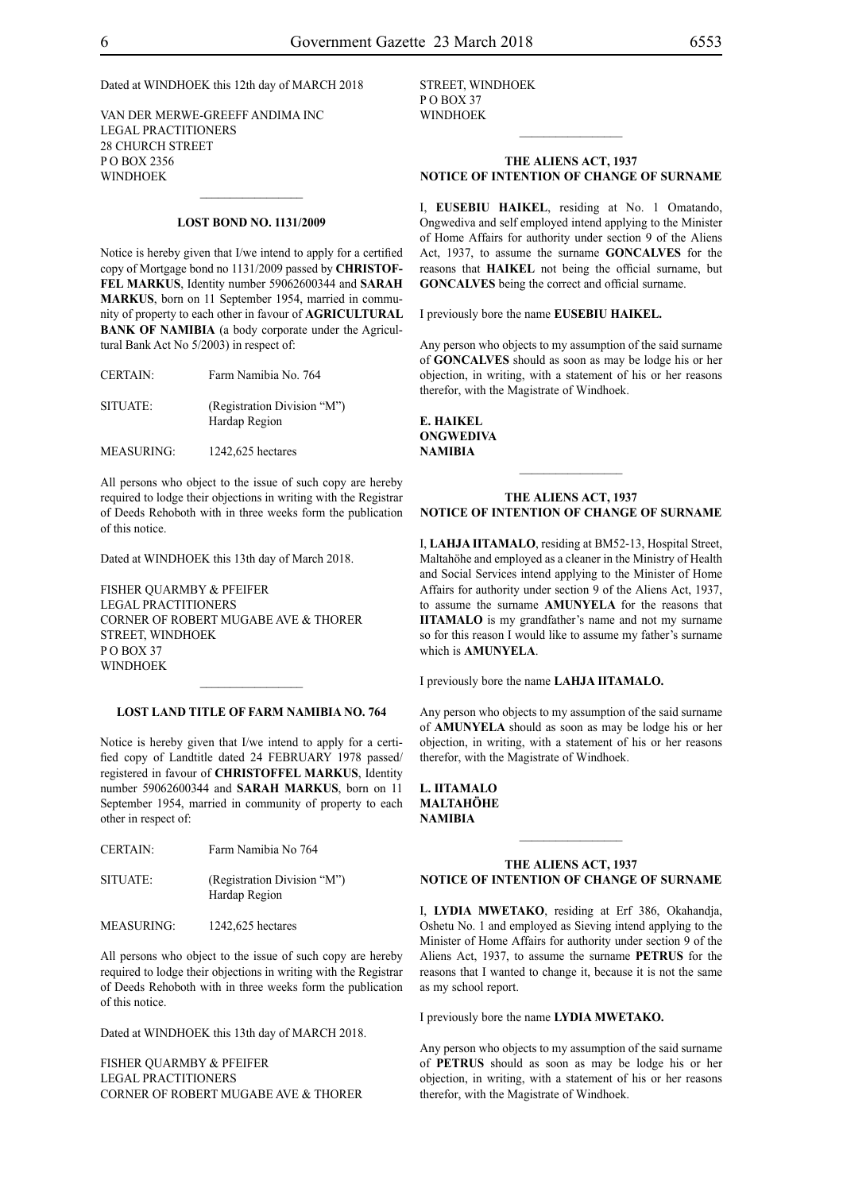Dated at WINDHOEK this 12th day of MARCH 2018

VAN DER MERWE-GREEFF ANDIMA INC
LEGAL PRACTITIONERS
28 CHURCH STREET
P O BOX 2356
WINDHOEK

---

### LOST BOND NO. 1131/2009

Notice is hereby given that I/we intend to apply for a certified copy of Mortgage bond no 1131/2009 passed by **CHRISTOFFEL MARKUS**, Identity number 59062600344 and **SARAH MARKUS**, born on 11 September 1954, married in community of property to each other in favour of **AGRICULTURAL BANK OF NAMIBIA** (a body corporate under the Agricultural Bank Act No 5/2003) in respect of:

| | |
|---|---|
| CERTAIN: | Farm Namibia No. 764 |
| SITUATE: | (Registration Division "M") Hardap Region |
| MEASURING: | 1242,625 hectares |

All persons who object to the issue of such copy are hereby required to lodge their objections in writing with the Registrar of Deeds Rehoboth with in three weeks form the publication of this notice.

Dated at WINDHOEK this 13th day of March 2018.

FISHER QUARMBY & PFEIFER
LEGAL PRACTITIONERS
CORNER OF ROBERT MUGABE AVE & THORER STREET, WINDHOEK
P O BOX 37
WINDHOEK

---

### LOST LAND TITLE OF FARM NAMIBIA NO. 764

Notice is hereby given that I/we intend to apply for a certified copy of Landtitle dated 24 FEBRUARY 1978 passed/registered in favour of **CHRISTOFFEL MARKUS**, Identity number 59062600344 and **SARAH MARKUS**, born on 11 September 1954, married in community of property to each other in respect of:

| | |
|---|---|
| CERTAIN: | Farm Namibia No 764 |
| SITUATE: | (Registration Division "M") Hardap Region |
| MEASURING: | 1242,625 hectares |

All persons who object to the issue of such copy are hereby required to lodge their objections in writing with the Registrar of Deeds Rehoboth with in three weeks form the publication of this notice.

Dated at WINDHOEK this 13th day of MARCH 2018.

FISHER QUARMBY & PFEIFER
LEGAL PRACTITIONERS
CORNER OF ROBERT MUGABE AVE & THORER STREET, WINDHOEK
P O BOX 37
WINDHOEK

---

### THE ALIENS ACT, 1937
### NOTICE OF INTENTION OF CHANGE OF SURNAME

I, **EUSEBIU HAIKEL**, residing at No. 1 Omatando, Ongwediva and self employed intend applying to the Minister of Home Affairs for authority under section 9 of the Aliens Act, 1937, to assume the surname **GONCALVES** for the reasons that **HAIKEL** not being the official surname, but **GONCALVES** being the correct and official surname.

I previously bore the name **EUSEBIU HAIKEL.**

Any person who objects to my assumption of the said surname of **GONCALVES** should as soon as may be lodge his or her objection, in writing, with a statement of his or her reasons therefor, with the Magistrate of Windhoek.

**E. HAIKEL**
**ONGWEDIVA**
**NAMIBIA**

---

### THE ALIENS ACT, 1937
### NOTICE OF INTENTION OF CHANGE OF SURNAME

I, **LAHJA IITAMALO**, residing at BM52-13, Hospital Street, Maltahöhe and employed as a cleaner in the Ministry of Health and Social Services intend applying to the Minister of Home Affairs for authority under section 9 of the Aliens Act, 1937, to assume the surname **AMUNYELA** for the reasons that **IITAMALO** is my grandfather's name and not my surname so for this reason I would like to assume my father's surname which is **AMUNYELA**.

I previously bore the name **LAHJA IITAMALO.**

Any person who objects to my assumption of the said surname of **AMUNYELA** should as soon as may be lodge his or her objection, in writing, with a statement of his or her reasons therefor, with the Magistrate of Windhoek.

**L. IITAMALO**
**MALTAHÖHE**
**NAMIBIA**

---

### THE ALIENS ACT, 1937
### NOTICE OF INTENTION OF CHANGE OF SURNAME

I, **LYDIA MWETAKO**, residing at Erf 386, Okahandja, Oshetu No. 1 and employed as Sieving intend applying to the Minister of Home Affairs for authority under section 9 of the Aliens Act, 1937, to assume the surname **PETRUS** for the reasons that I wanted to change it, because it is not the same as my school report.

I previously bore the name **LYDIA MWETAKO.**

Any person who objects to my assumption of the said surname of **PETRUS** should as soon as may be lodge his or her objection, in writing, with a statement of his or her reasons therefor, with the Magistrate of Windhoek.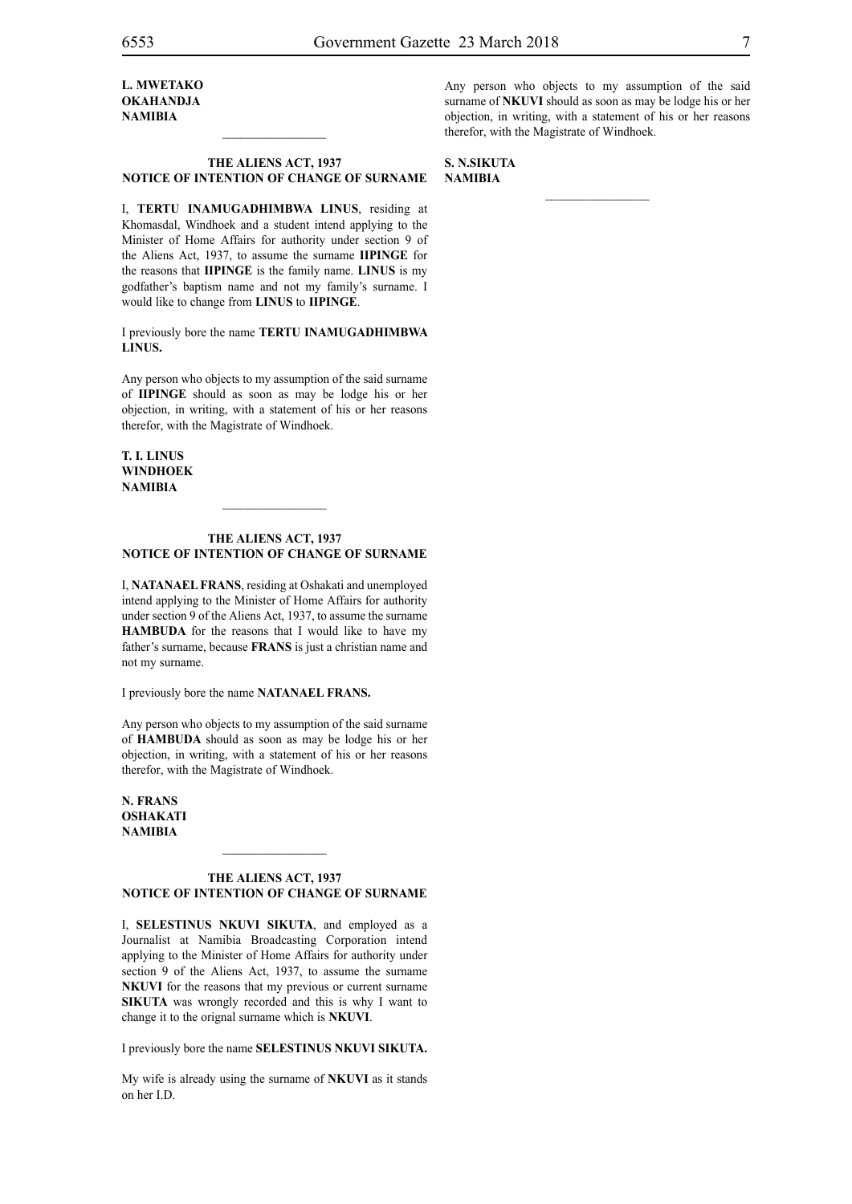**L. MWETAKO**
**OKAHANDJA**
**NAMIBIA**

---

**THE ALIENS ACT, 1937**
**NOTICE OF INTENTION OF CHANGE OF SURNAME**

I, **TERTU INAMUGADHIMBWA LINUS**, residing at Khomasdal, Windhoek and a student intend applying to the Minister of Home Affairs for authority under section 9 of the Aliens Act, 1937, to assume the surname **IIPINGE** for the reasons that **IIPINGE** is the family name. **LINUS** is my godfather's baptism name and not my family's surname. I would like to change from **LINUS** to **IIPINGE**.

I previously bore the name **TERTU INAMUGADHIMBWA LINUS.**

Any person who objects to my assumption of the said surname of **IIPINGE** should as soon as may be lodge his or her objection, in writing, with a statement of his or her reasons therefor, with the Magistrate of Windhoek.

**T. I. LINUS**
**WINDHOEK**
**NAMIBIA**

---

**THE ALIENS ACT, 1937**
**NOTICE OF INTENTION OF CHANGE OF SURNAME**

I, **NATANAEL FRANS**, residing at Oshakati and unemployed intend applying to the Minister of Home Affairs for authority under section 9 of the Aliens Act, 1937, to assume the surname **HAMBUDA** for the reasons that I would like to have my father's surname, because **FRANS** is just a christian name and not my surname.

I previously bore the name **NATANAEL FRANS.**

Any person who objects to my assumption of the said surname of **HAMBUDA** should as soon as may be lodge his or her objection, in writing, with a statement of his or her reasons therefor, with the Magistrate of Windhoek.

**N. FRANS**
**OSHAKATI**
**NAMIBIA**

---

**THE ALIENS ACT, 1937**
**NOTICE OF INTENTION OF CHANGE OF SURNAME**

I, **SELESTINUS NKUVI SIKUTA**, and employed as a Journalist at Namibia Broadcasting Corporation intend applying to the Minister of Home Affairs for authority under section 9 of the Aliens Act, 1937, to assume the surname **NKUVI** for the reasons that my previous or current surname **SIKUTA** was wrongly recorded and this is why I want to change it to the orignal surname which is **NKUVI**.

I previously bore the name **SELESTINUS NKUVI SIKUTA.**

My wife is already using the surname of **NKUVI** as it stands on her I.D.

Any person who objects to my assumption of the said surname of **NKUVI** should as soon as may be lodge his or her objection, in writing, with a statement of his or her reasons therefor, with the Magistrate of Windhoek.

**S. N.SIKUTA**
**NAMIBIA**

---